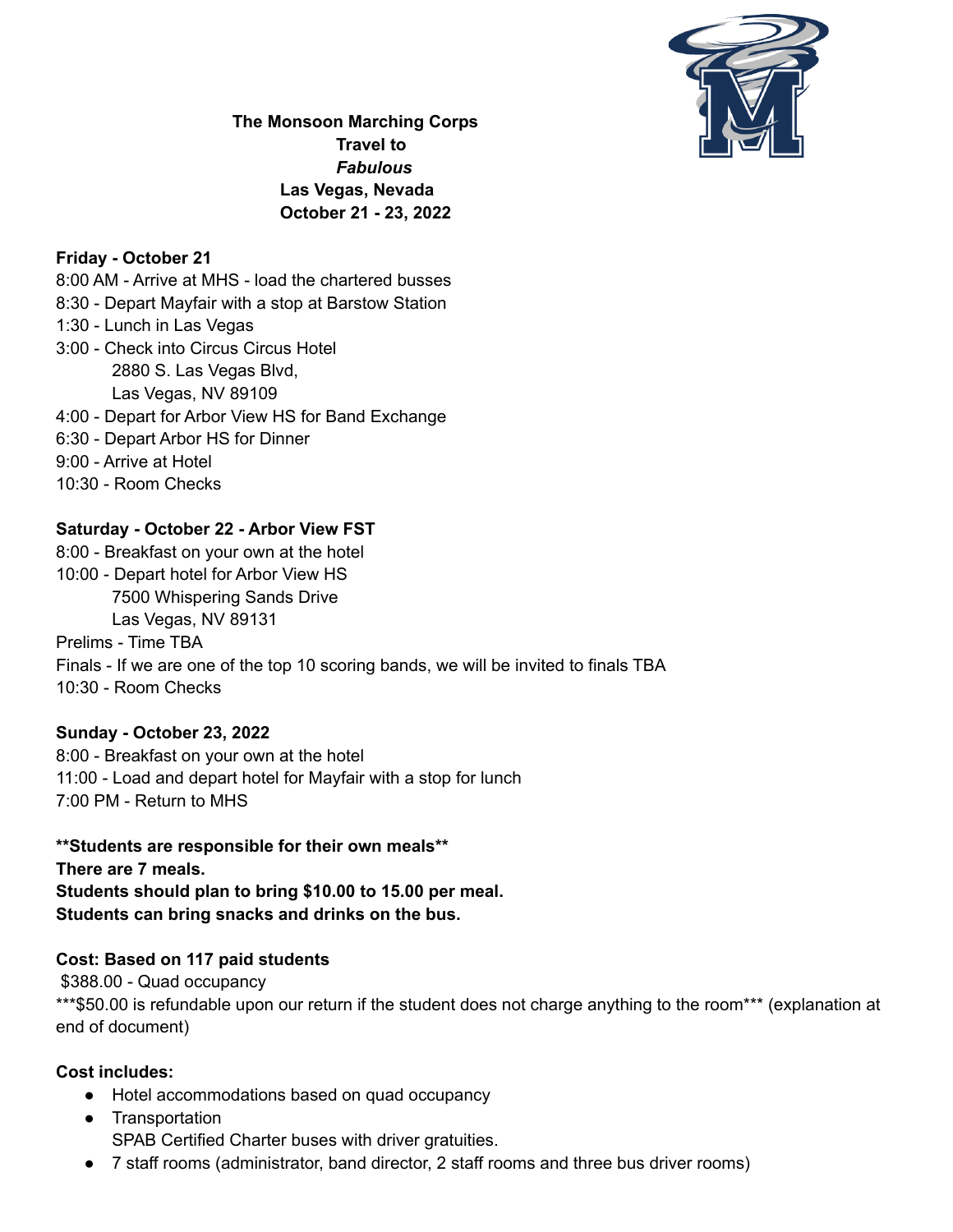**The Monsoon Marching Corps**
**Travel to**
***Fabulous***
**Las Vegas, Nevada**
**October 21 - 23, 2022**

**Friday - October 21**

8:00 AM - Arrive at MHS - load the chartered busses
8:30 - Depart Mayfair with a stop at Barstow Station
1:30 - Lunch in Las Vegas
3:00 - Check into Circus Circus Hotel
    2880 S. Las Vegas Blvd,
    Las Vegas, NV 89109
4:00 - Depart for Arbor View HS for Band Exchange
6:30 - Depart Arbor HS for Dinner
9:00 - Arrive at Hotel
10:30 - Room Checks

**Saturday - October 22 - Arbor View FST**

8:00 - Breakfast on your own at the hotel
10:00 - Depart hotel for Arbor View HS
    7500 Whispering Sands Drive
    Las Vegas, NV 89131
Prelims - Time TBA
Finals - If we are one of the top 10 scoring bands, we will be invited to finals TBA
10:30 - Room Checks

**Sunday - October 23, 2022**

8:00 - Breakfast on your own at the hotel
11:00 - Load and depart hotel for Mayfair with a stop for lunch
7:00 PM - Return to MHS

**\*\*Students are responsible for their own meals\*\***
**There are 7 meals.**
**Students should plan to bring $10.00 to 15.00 per meal.**
**Students can bring snacks and drinks on the bus.**

**Cost: Based on 117 paid students**

$388.00 - Quad occupancy
\*\*\*$50.00 is refundable upon our return if the student does not charge anything to the room\*\*\* (explanation at end of document)

**Cost includes:**

- Hotel accommodations based on quad occupancy
- Transportation
  SPAB Certified Charter buses with driver gratuities.
- 7 staff rooms (administrator, band director, 2 staff rooms and three bus driver rooms)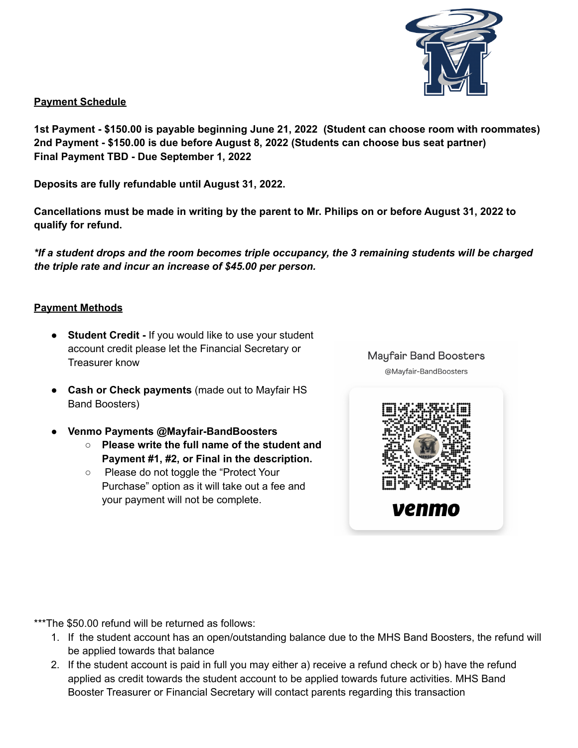**Payment Schedule**

**1st Payment - $150.00 is payable beginning June 21, 2022 (Student can choose room with roommates)**
**2nd Payment - $150.00 is due before August 8, 2022 (Students can choose bus seat partner)**
**Final Payment TBD - Due September 1, 2022**

**Deposits are fully refundable until August 31, 2022.**

**Cancellations must be made in writing by the parent to Mr. Philips on or before August 31, 2022 to qualify for refund.**

***If a student drops and the room becomes triple occupancy, the 3 remaining students will be charged the triple rate and incur an increase of $45.00 per person.***

**Payment Methods**

- **Student Credit -** If you would like to use your student account credit please let the Financial Secretary or Treasurer know
- **Cash or Check payments** (made out to Mayfair HS Band Boosters)
- **Venmo Payments @Mayfair-BandBoosters**
  - **Please write the full name of the student and Payment #1, #2, or Final in the description.**
  - Please do not toggle the "Protect Your Purchase" option as it will take out a fee and your payment will not be complete.

Mayfair Band Boosters
@Mayfair-BandBoosters
venmo

***The $50.00 refund will be returned as follows:

1. If the student account has an open/outstanding balance due to the MHS Band Boosters, the refund will be applied towards that balance
2. If the student account is paid in full you may either a) receive a refund check or b) have the refund applied as credit towards the student account to be applied towards future activities. MHS Band Booster Treasurer or Financial Secretary will contact parents regarding this transaction